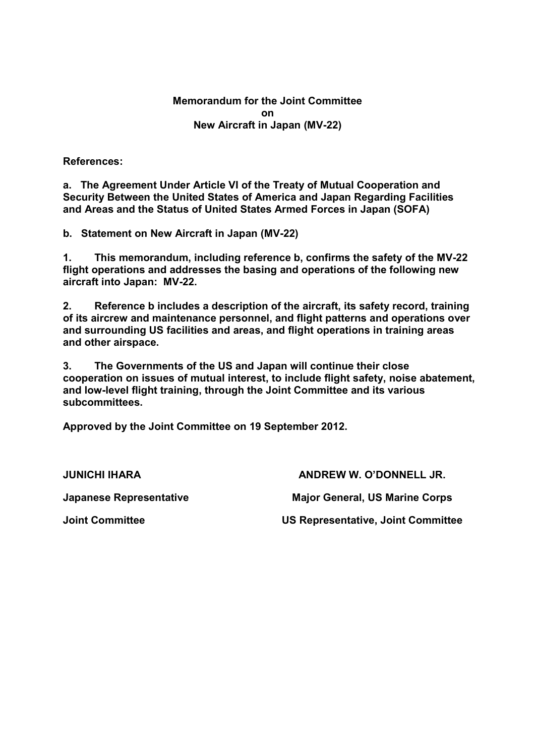# Memorandum for the Joint Committee on New Aircraft in Japan (MV-22)

**References:**

**a. The Agreement Under Article VI of the Treaty of Mutual Cooperation and Security Between the United States of America and Japan Regarding Facilities and Areas and the Status of United States Armed Forces in Japan (SOFA)**

**b. Statement on New Aircraft in Japan (MV-22)**

**1. This memorandum, including reference b, confirms the safety of the MV-22 flight operations and addresses the basing and operations of the following new aircraft into Japan: MV-22.**

**2. Reference b includes a description of the aircraft, its safety record, training of its aircrew and maintenance personnel, and flight patterns and operations over and surrounding US facilities and areas, and flight operations in training areas and other airspace.**

**3. The Governments of the US and Japan will continue their close cooperation on issues of mutual interest, to include flight safety, noise abatement, and low-level flight training, through the Joint Committee and its various subcommittees.**

**Approved by the Joint Committee on 19 September 2012.**

| | |
|---|---|
| **JUNICHI IHARA** | **ANDREW W. O'DONNELL JR.** |
| **Japanese Representative** | **Major General, US Marine Corps** |
| **Joint Committee** | **US Representative, Joint Committee** |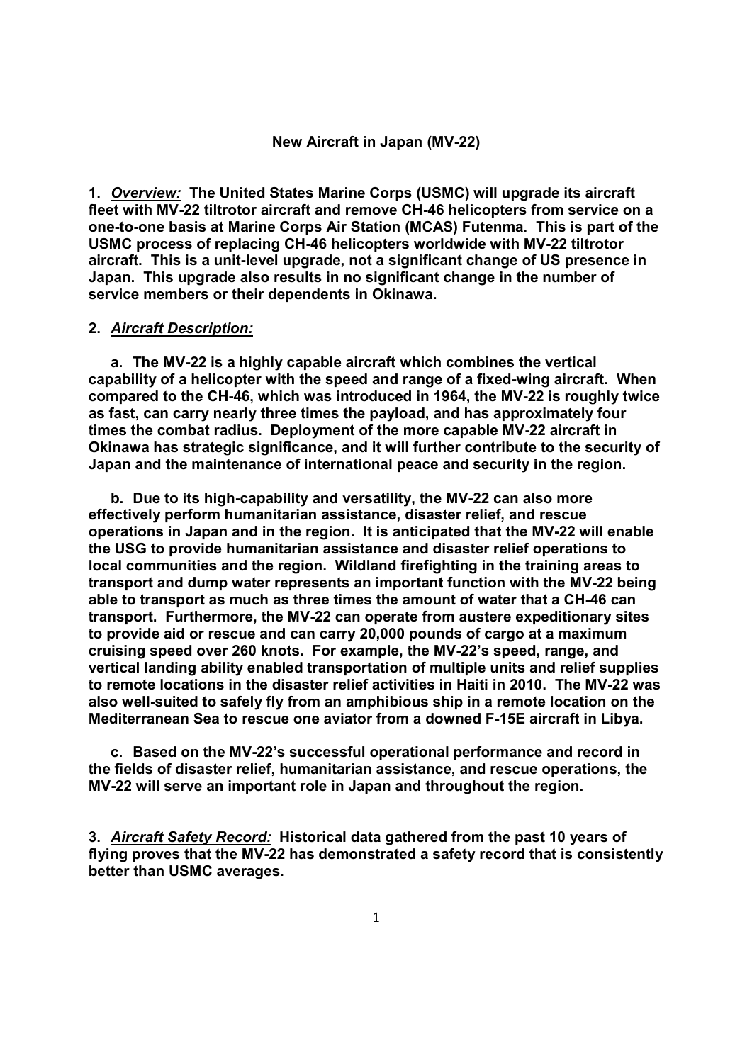**New Aircraft in Japan (MV-22)**

**1.** ***Overview:*** **The United States Marine Corps (USMC) will upgrade its aircraft fleet with MV-22 tiltrotor aircraft and remove CH-46 helicopters from service on a one-to-one basis at Marine Corps Air Station (MCAS) Futenma. This is part of the USMC process of replacing CH-46 helicopters worldwide with MV-22 tiltrotor aircraft. This is a unit-level upgrade, not a significant change of US presence in Japan. This upgrade also results in no significant change in the number of service members or their dependents in Okinawa.**

**2.** ***Aircraft Description:***

**a. The MV-22 is a highly capable aircraft which combines the vertical capability of a helicopter with the speed and range of a fixed-wing aircraft. When compared to the CH-46, which was introduced in 1964, the MV-22 is roughly twice as fast, can carry nearly three times the payload, and has approximately four times the combat radius. Deployment of the more capable MV-22 aircraft in Okinawa has strategic significance, and it will further contribute to the security of Japan and the maintenance of international peace and security in the region.**

**b. Due to its high-capability and versatility, the MV-22 can also more effectively perform humanitarian assistance, disaster relief, and rescue operations in Japan and in the region. It is anticipated that the MV-22 will enable the USG to provide humanitarian assistance and disaster relief operations to local communities and the region. Wildland firefighting in the training areas to transport and dump water represents an important function with the MV-22 being able to transport as much as three times the amount of water that a CH-46 can transport. Furthermore, the MV-22 can operate from austere expeditionary sites to provide aid or rescue and can carry 20,000 pounds of cargo at a maximum cruising speed over 260 knots. For example, the MV-22's speed, range, and vertical landing ability enabled transportation of multiple units and relief supplies to remote locations in the disaster relief activities in Haiti in 2010. The MV-22 was also well-suited to safely fly from an amphibious ship in a remote location on the Mediterranean Sea to rescue one aviator from a downed F-15E aircraft in Libya.**

**c. Based on the MV-22's successful operational performance and record in the fields of disaster relief, humanitarian assistance, and rescue operations, the MV-22 will serve an important role in Japan and throughout the region.**

**3.** ***Aircraft Safety Record:*** **Historical data gathered from the past 10 years of flying proves that the MV-22 has demonstrated a safety record that is consistently better than USMC averages.**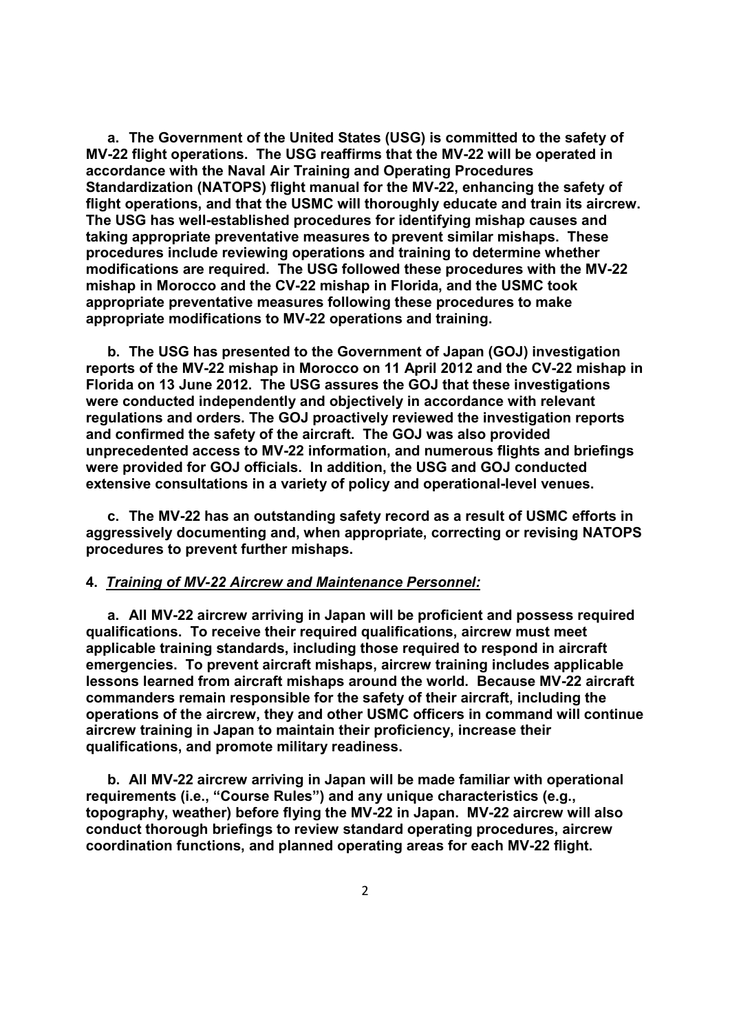**a. The Government of the United States (USG) is committed to the safety of MV-22 flight operations. The USG reaffirms that the MV-22 will be operated in accordance with the Naval Air Training and Operating Procedures Standardization (NATOPS) flight manual for the MV-22, enhancing the safety of flight operations, and that the USMC will thoroughly educate and train its aircrew. The USG has well-established procedures for identifying mishap causes and taking appropriate preventative measures to prevent similar mishaps. These procedures include reviewing operations and training to determine whether modifications are required. The USG followed these procedures with the MV-22 mishap in Morocco and the CV-22 mishap in Florida, and the USMC took appropriate preventative measures following these procedures to make appropriate modifications to MV-22 operations and training.**

**b. The USG has presented to the Government of Japan (GOJ) investigation reports of the MV-22 mishap in Morocco on 11 April 2012 and the CV-22 mishap in Florida on 13 June 2012. The USG assures the GOJ that these investigations were conducted independently and objectively in accordance with relevant regulations and orders. The GOJ proactively reviewed the investigation reports and confirmed the safety of the aircraft. The GOJ was also provided unprecedented access to MV-22 information, and numerous flights and briefings were provided for GOJ officials. In addition, the USG and GOJ conducted extensive consultations in a variety of policy and operational-level venues.**

**c. The MV-22 has an outstanding safety record as a result of USMC efforts in aggressively documenting and, when appropriate, correcting or revising NATOPS procedures to prevent further mishaps.**

**4. *Training of MV-22 Aircrew and Maintenance Personnel:***

**a. All MV-22 aircrew arriving in Japan will be proficient and possess required qualifications. To receive their required qualifications, aircrew must meet applicable training standards, including those required to respond in aircraft emergencies. To prevent aircraft mishaps, aircrew training includes applicable lessons learned from aircraft mishaps around the world. Because MV-22 aircraft commanders remain responsible for the safety of their aircraft, including the operations of the aircrew, they and other USMC officers in command will continue aircrew training in Japan to maintain their proficiency, increase their qualifications, and promote military readiness.**

**b. All MV-22 aircrew arriving in Japan will be made familiar with operational requirements (i.e., "Course Rules") and any unique characteristics (e.g., topography, weather) before flying the MV-22 in Japan. MV-22 aircrew will also conduct thorough briefings to review standard operating procedures, aircrew coordination functions, and planned operating areas for each MV-22 flight.**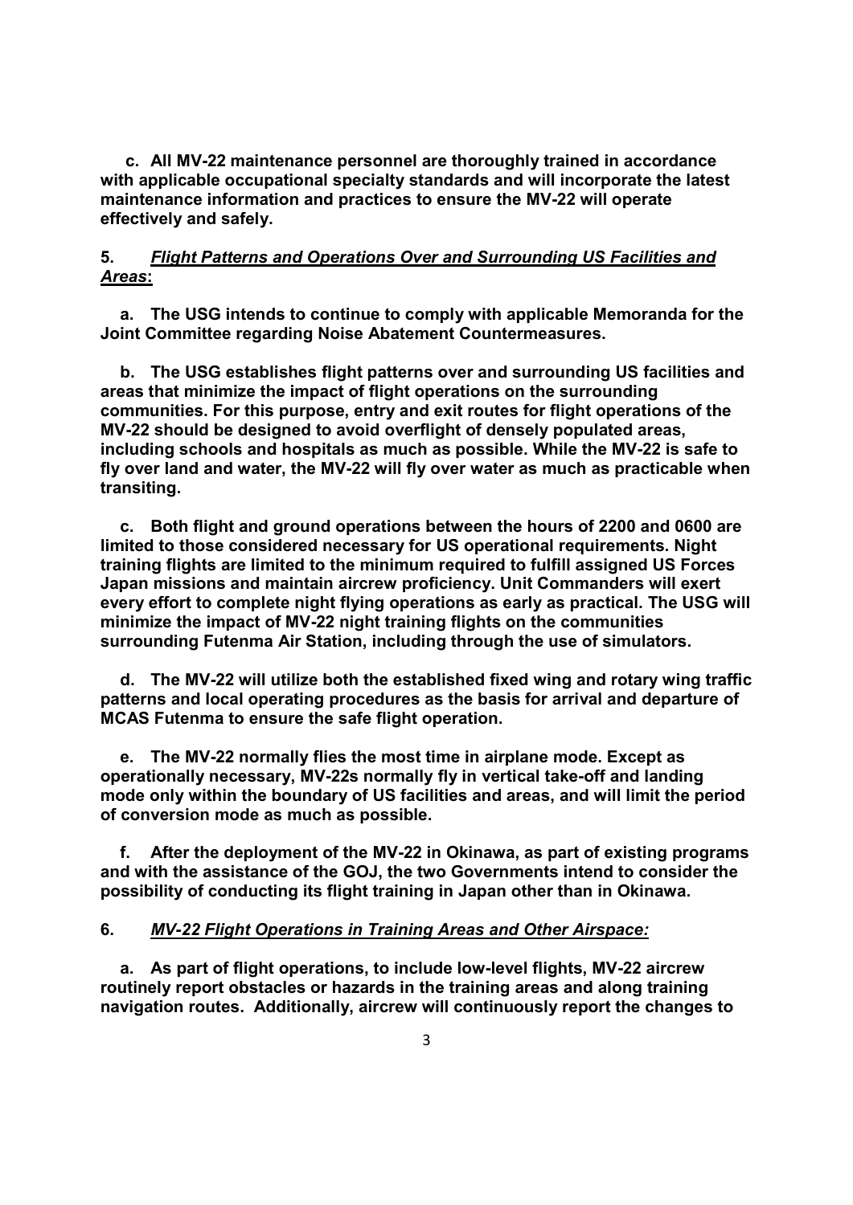**c. All MV-22 maintenance personnel are thoroughly trained in accordance with applicable occupational specialty standards and will incorporate the latest maintenance information and practices to ensure the MV-22 will operate effectively and safely.**

**5. *Flight Patterns and Operations Over and Surrounding US Facilities and Areas*:**

**a. The USG intends to continue to comply with applicable Memoranda for the Joint Committee regarding Noise Abatement Countermeasures.**

**b. The USG establishes flight patterns over and surrounding US facilities and areas that minimize the impact of flight operations on the surrounding communities. For this purpose, entry and exit routes for flight operations of the MV-22 should be designed to avoid overflight of densely populated areas, including schools and hospitals as much as possible. While the MV-22 is safe to fly over land and water, the MV-22 will fly over water as much as practicable when transiting.**

**c. Both flight and ground operations between the hours of 2200 and 0600 are limited to those considered necessary for US operational requirements. Night training flights are limited to the minimum required to fulfill assigned US Forces Japan missions and maintain aircrew proficiency. Unit Commanders will exert every effort to complete night flying operations as early as practical. The USG will minimize the impact of MV-22 night training flights on the communities surrounding Futenma Air Station, including through the use of simulators.**

**d. The MV-22 will utilize both the established fixed wing and rotary wing traffic patterns and local operating procedures as the basis for arrival and departure of MCAS Futenma to ensure the safe flight operation.**

**e. The MV-22 normally flies the most time in airplane mode. Except as operationally necessary, MV-22s normally fly in vertical take-off and landing mode only within the boundary of US facilities and areas, and will limit the period of conversion mode as much as possible.**

**f. After the deployment of the MV-22 in Okinawa, as part of existing programs and with the assistance of the GOJ, the two Governments intend to consider the possibility of conducting its flight training in Japan other than in Okinawa.**

**6. *MV-22 Flight Operations in Training Areas and Other Airspace:***

**a. As part of flight operations, to include low-level flights, MV-22 aircrew routinely report obstacles or hazards in the training areas and along training navigation routes. Additionally, aircrew will continuously report the changes to**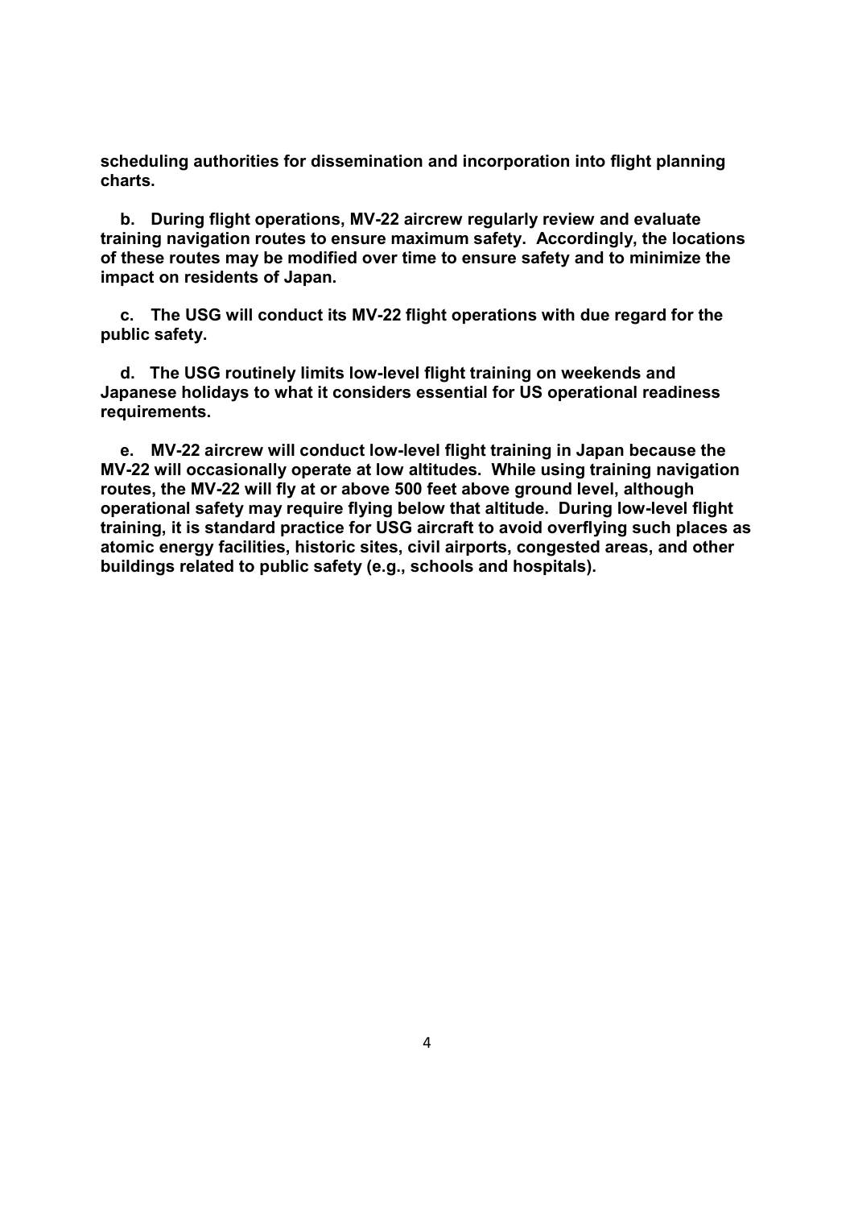**scheduling authorities for dissemination and incorporation into flight planning charts.**

**b. During flight operations, MV-22 aircrew regularly review and evaluate training navigation routes to ensure maximum safety. Accordingly, the locations of these routes may be modified over time to ensure safety and to minimize the impact on residents of Japan.**

**c. The USG will conduct its MV-22 flight operations with due regard for the public safety.**

**d. The USG routinely limits low-level flight training on weekends and Japanese holidays to what it considers essential for US operational readiness requirements.**

**e. MV-22 aircrew will conduct low-level flight training in Japan because the MV-22 will occasionally operate at low altitudes. While using training navigation routes, the MV-22 will fly at or above 500 feet above ground level, although operational safety may require flying below that altitude. During low-level flight training, it is standard practice for USG aircraft to avoid overflying such places as atomic energy facilities, historic sites, civil airports, congested areas, and other buildings related to public safety (e.g., schools and hospitals).**